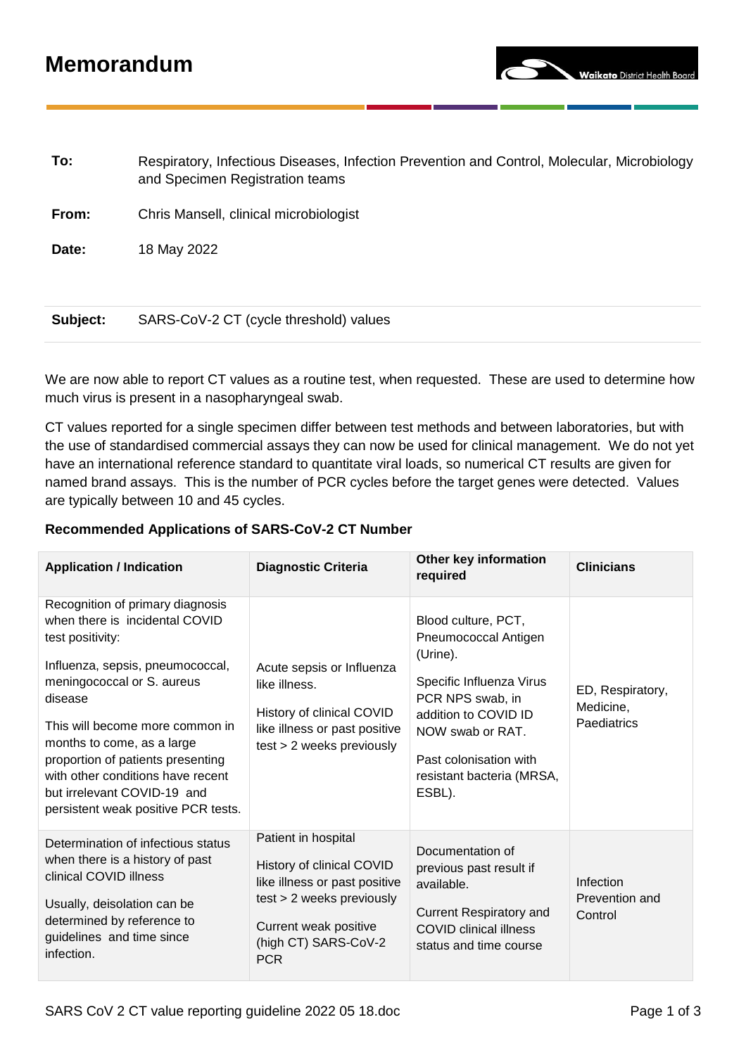# Memorandum

**To:** Respiratory, Infectious Diseases, Infection Prevention and Control, Molecular, Microbiology and Specimen Registration teams

**From:** Chris Mansell, clinical microbiologist

**Date:** 18 May 2022

**Subject:** SARS-CoV-2 CT (cycle threshold) values

We are now able to report CT values as a routine test, when requested. These are used to determine how much virus is present in a nasopharyngeal swab.

CT values reported for a single specimen differ between test methods and between laboratories, but with the use of standardised commercial assays they can now be used for clinical management. We do not yet have an international reference standard to quantitate viral loads, so numerical CT results are given for named brand assays. This is the number of PCR cycles before the target genes were detected. Values are typically between 10 and 45 cycles.

**Recommended Applications of SARS-CoV-2 CT Number**

| Application / Indication | Diagnostic Criteria | Other key information required | Clinicians |
|---|---|---|---|
| Recognition of primary diagnosis when there is incidental COVID test positivity:<br><br>Influenza, sepsis, pneumococcal, meningococcal or S. aureus disease<br><br>This will become more common in months to come, as a large proportion of patients presenting with other conditions have recent but irrelevant COVID-19 and persistent weak positive PCR tests. | Acute sepsis or Influenza like illness.<br><br>History of clinical COVID like illness or past positive test > 2 weeks previously | Blood culture, PCT, Pneumococcal Antigen (Urine).<br><br>Specific Influenza Virus PCR NPS swab, in addition to COVID ID NOW swab or RAT.<br><br>Past colonisation with resistant bacteria (MRSA, ESBL). | ED, Respiratory, Medicine, Paediatrics |
| Determination of infectious status when there is a history of past clinical COVID illness<br><br>Usually, deisolation can be determined by reference to guidelines and time since infection. | Patient in hospital<br><br>History of clinical COVID like illness or past positive test > 2 weeks previously<br><br>Current weak positive (high CT) SARS-CoV-2 PCR | Documentation of previous past result if available.<br><br>Current Respiratory and COVID clinical illness status and time course | Infection Prevention and Control |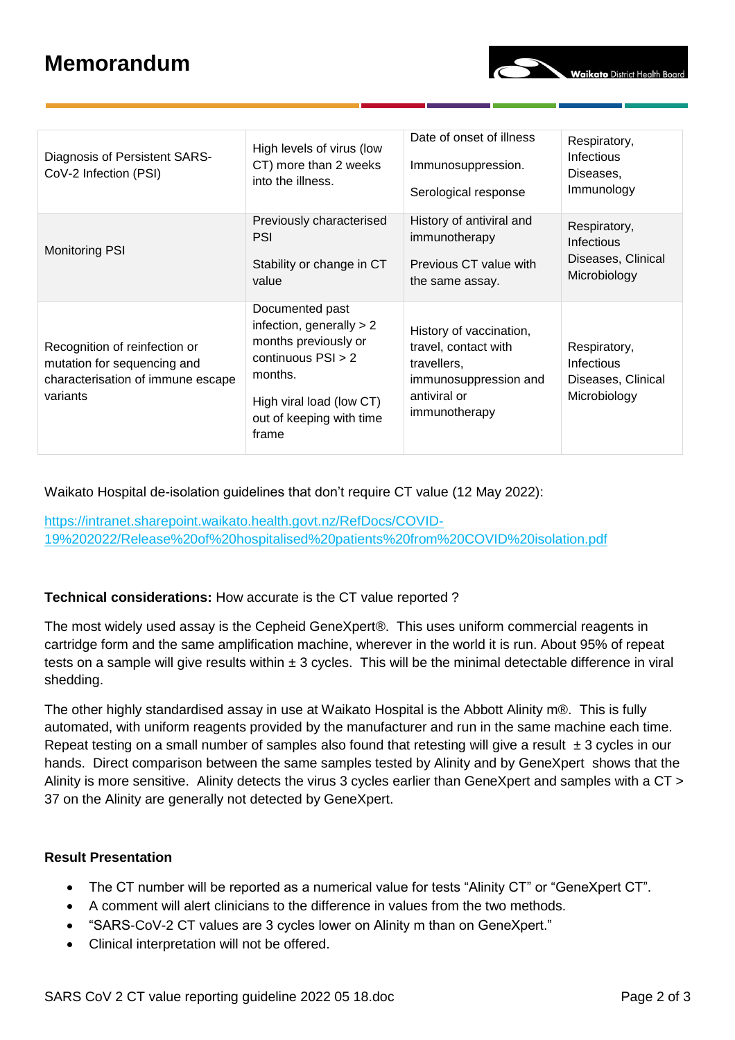| Diagnosis of Persistent SARS-CoV-2 Infection (PSI) | High levels of virus (low CT) more than 2 weeks into the illness. | Date of onset of illness<br><br>Immunosuppression.<br><br>Serological response | Respiratory, Infectious Diseases, Immunology |
|---|---|---|---|
| Monitoring PSI | Previously characterised PSI<br><br>Stability or change in CT value | History of antiviral and immunotherapy<br><br>Previous CT value with the same assay. | Respiratory, Infectious Diseases, Clinical Microbiology |
| Recognition of reinfection or mutation for sequencing and characterisation of immune escape variants | Documented past infection, generally > 2 months previously or continuous PSI > 2 months.<br><br>High viral load (low CT) out of keeping with time frame | History of vaccination, travel, contact with travellers, immunosuppression and antiviral or immunotherapy | Respiratory, Infectious Diseases, Clinical Microbiology |

Waikato Hospital de-isolation guidelines that don't require CT value (12 May 2022):

https://intranet.sharepoint.waikato.health.govt.nz/RefDocs/COVID-19%202022/Release%20of%20hospitalised%20patients%20from%20COVID%20isolation.pdf

**Technical considerations:** How accurate is the CT value reported ?

The most widely used assay is the Cepheid GeneXpert®. This uses uniform commercial reagents in cartridge form and the same amplification machine, wherever in the world it is run. About 95% of repeat tests on a sample will give results within ± 3 cycles. This will be the minimal detectable difference in viral shedding.

The other highly standardised assay in use at Waikato Hospital is the Abbott Alinity m®. This is fully automated, with uniform reagents provided by the manufacturer and run in the same machine each time. Repeat testing on a small number of samples also found that retesting will give a result ± 3 cycles in our hands. Direct comparison between the same samples tested by Alinity and by GeneXpert shows that the Alinity is more sensitive. Alinity detects the virus 3 cycles earlier than GeneXpert and samples with a CT > 37 on the Alinity are generally not detected by GeneXpert.

**Result Presentation**

- The CT number will be reported as a numerical value for tests "Alinity CT" or "GeneXpert CT".
- A comment will alert clinicians to the difference in values from the two methods.
- "SARS-CoV-2 CT values are 3 cycles lower on Alinity m than on GeneXpert."
- Clinical interpretation will not be offered.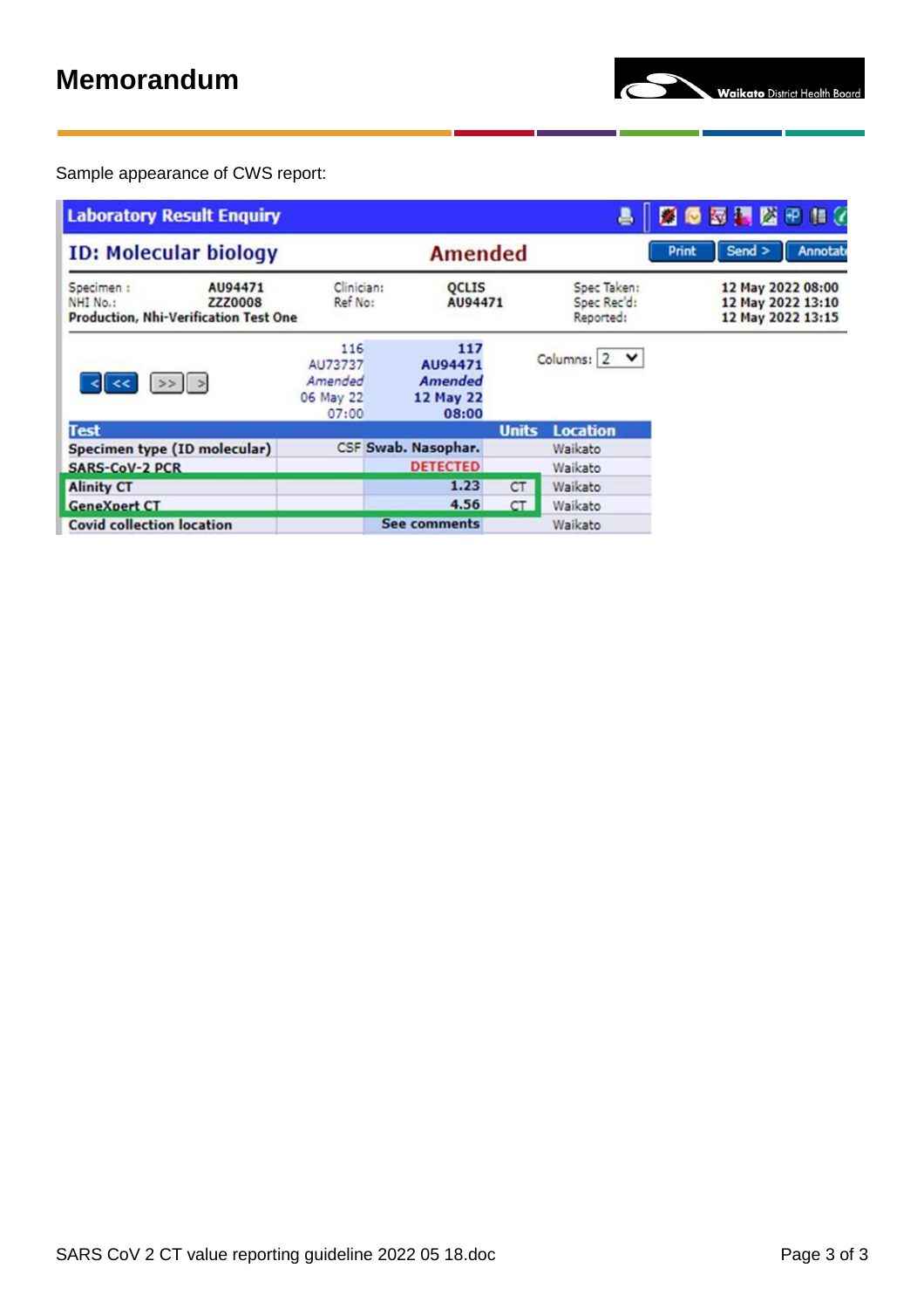# Memorandum

Sample appearance of CWS report:

**Laboratory Result Enquiry**

**ID: Molecular biology** — **Amended**

Print | Send > | Annotate

| | | | | | |
|---|---|---|---|---|---|
| Specimen : | AU94471 | Clinician: | QCLIS | Spec Taken: | 12 May 2022 08:00 |
| NHI No.: | ZZZ0008 | Ref No: | AU94471 | Spec Rec'd: | 12 May 2022 13:10 |
| Production, Nhi-Verification Test One | | | | Reported: | 12 May 2022 13:15 |

Columns: 2

| Test | 116 AU73737 *Amended* 06 May 22 07:00 | 117 AU94471 *Amended* 12 May 22 08:00 | Units | Location |
|---|---|---|---|---|
| Specimen type (ID molecular) | CSF | Swab. Nasophar. | | Waikato |
| SARS-CoV-2 PCR | | DETECTED | | Waikato |
| Alinity CT | | 1.23 | CT | Waikato |
| GeneXpert CT | | 4.56 | CT | Waikato |
| Covid collection location | | See comments | | Waikato |